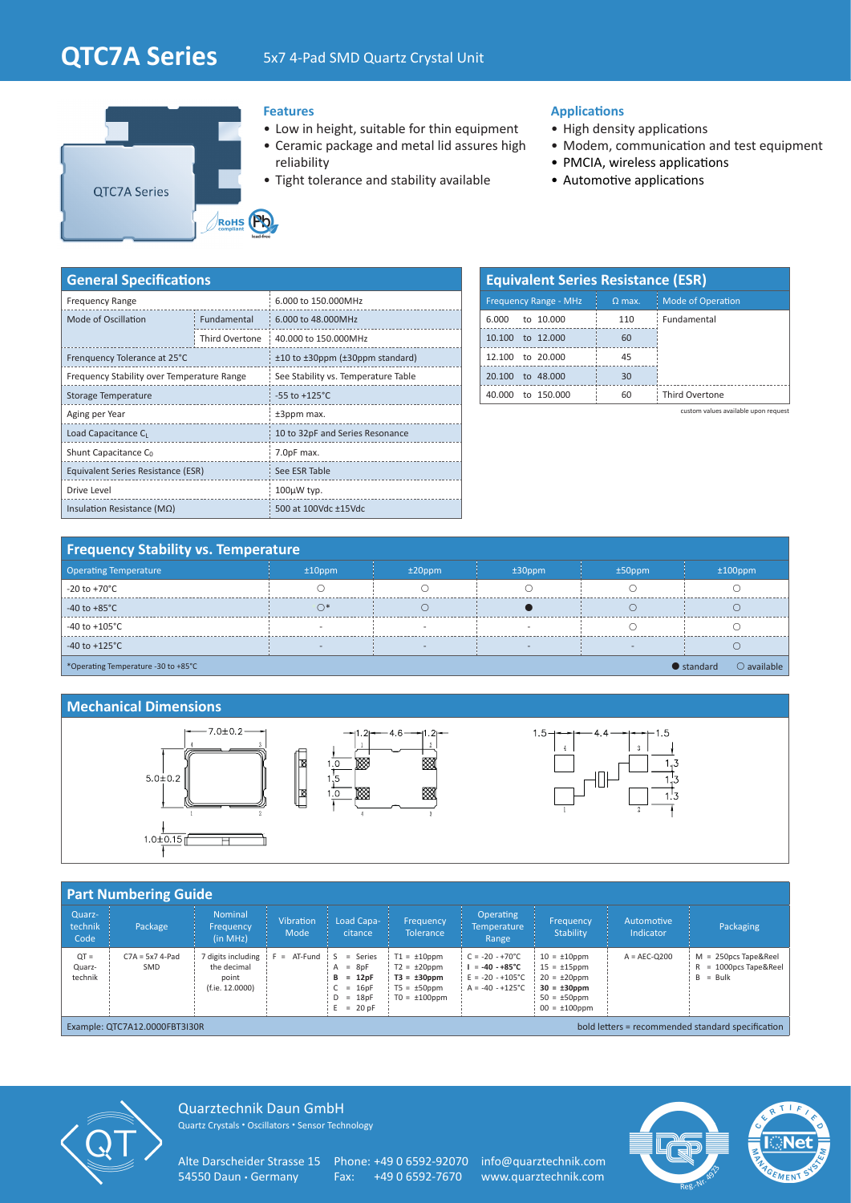# QTC7A Series

5x7 4-Pad SMD Quartz Crystal Unit

### Features

- Low in height, suitable for thin equipment
- Ceramic package and metal lid assures high reliability
- Tight tolerance and stability available

### Applications

- High density applications
- Modem, communication and test equipment
- PMCIA, wireless applications
- Automotive applications

## General Specifications

| | | |
|---|---|---|
| Frequency Range | | 6.000 to 150.000MHz |
| Mode of Oscillation | Fundamental | 6.000 to 48.000MHz |
| | Third Overtone | 40.000 to 150.000MHz |
| Frenquency Tolerance at 25°C | | ±10 to ±30ppm (±30ppm standard) |
| Frequency Stability over Temperature Range | | See Stability vs. Temperature Table |
| Storage Temperature | | -55 to +125°C |
| Aging per Year | | ±3ppm max. |
| Load Capacitance $C_L$ | | 10 to 32pF and Series Resonance |
| Shunt Capacitance $C_0$ | | 7.0pF max. |
| Equivalent Series Resistance (ESR) | | See ESR Table |
| Drive Level | | 100µW typ. |
| Insulation Resistance (MΩ) | | 500 at 100Vdc ±15Vdc |

## Equivalent Series Resistance (ESR)

| Frequency Range - MHz | Ω max. | Mode of Operation |
|---|---|---|
| 6.000 to 10.000 | 110 | Fundamental |
| 10.100 to 12.000 | 60 | |
| 12.100 to 20.000 | 45 | |
| 20.100 to 48.000 | 30 | |
| 40.000 to 150.000 | 60 | Third Overtone |

custom values available upon request

## Frequency Stability vs. Temperature

| Operating Temperature | ±10ppm | ±20ppm | ±30ppm | ±50ppm | ±100ppm |
|---|---|---|---|---|---|
| -20 to +70°C | ○ | ○ | ○ | ○ | ○ |
| -40 to +85°C | ○* | ○ | ● | ○ | ○ |
| -40 to +105°C | - | - | - | ○ | ○ |
| -40 to +125°C | - | - | - | - | ○ |

*Operating Temperature -30 to +85°C

● standard ○ available

## Mechanical Dimensions

7.0±0.2, 5.0±0.2, 1.0±0.15

1.2, 4.6, 1.2, 1.0, 1.5, 1.0

1.5, 4.4, 1.5, 1.3, 1.3, 1.3

## Part Numbering Guide

| Quarz-technik Code | Package | Nominal Frequency (in MHz) | Vibration Mode | Load Capa-citance | Frequency Tolerance | Operating Temperature Range | Frequency Stability | Automotive Indicator | Packaging |
|---|---|---|---|---|---|---|---|---|---|
| QT = Quarz-technik | C7A = 5x7 4-Pad SMD | 7 digits including the decimal point (f.ie. 12.0000) | F = AT-Fund | S = Series<br>A = 8pF<br>**B = 12pF**<br>C = 16pF<br>D = 18pF<br>E = 20 pF | T1 = ±10ppm<br>T2 = ±20ppm<br>**T3 = ±30ppm**<br>T5 = ±50ppm<br>T0 = ±100ppm | C = -20 - +70°C<br>**I = -40 - +85°C**<br>E = -20 - +105°C<br>A = -40 - +125°C | 10 = ±10ppm<br>15 = ±15ppm<br>20 = ±20ppm<br>**30 = ±30ppm**<br>50 = ±50ppm<br>00 = ±100ppm | A = AEC-Q200 | M = 250pcs Tape&Reel<br>R = 1000pcs Tape&Reel<br>B = Bulk |

Example: QTC7A12.0000FBT3I30R

bold letters = recommended standard specification

Quarztechnik Daun GmbH
Quartz Crystals • Oscillators • Sensor Technology

Alte Darscheider Strasse 15
54550 Daun • Germany

Phone: +49 0 6592-92070
Fax: +49 0 6592-7670

info@quarztechnik.com
www.quarztechnik.com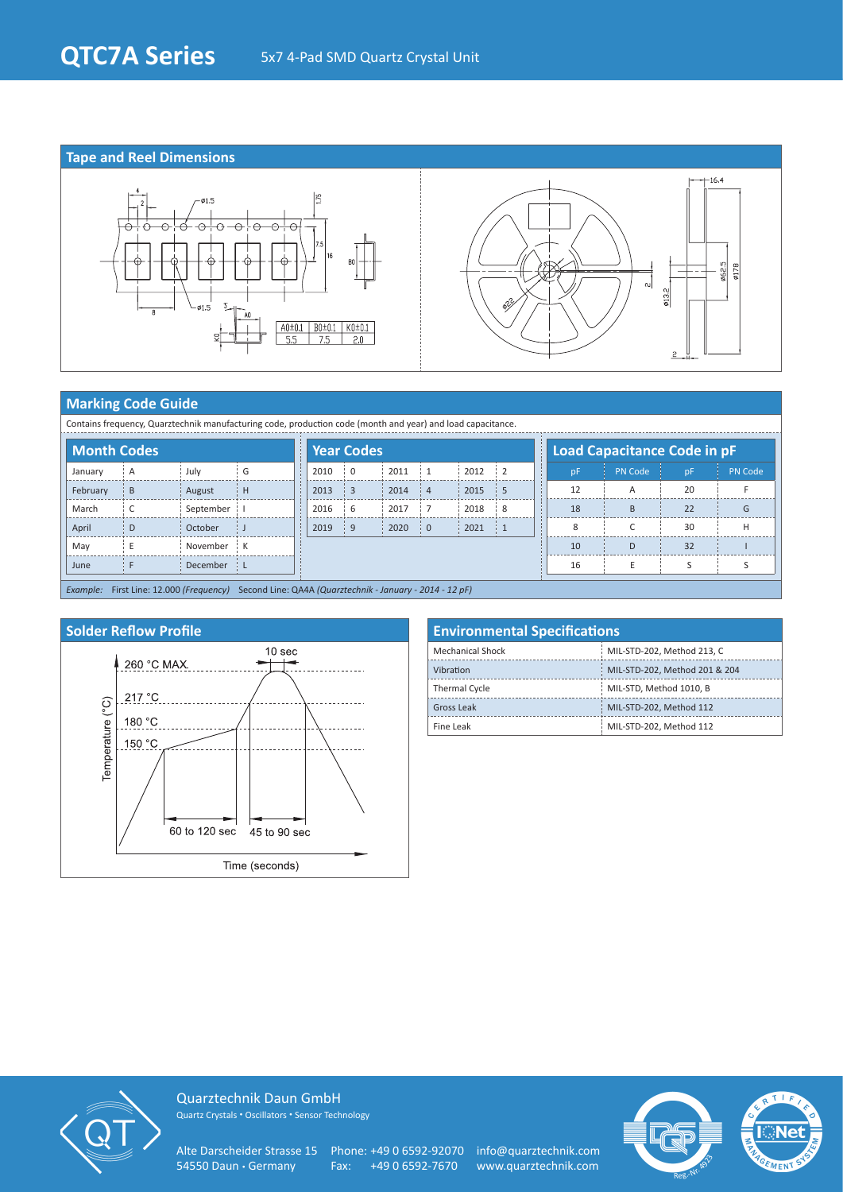# QTC7A Series

5x7 4-Pad SMD Quartz Crystal Unit

## Tape and Reel Dimensions

4
2
ø1.5
1.75
7.5
16
B0
8
ø1.5
A0
K0

| A0±0.1 | B0±0.1 | K0±0.1 |
|---|---|---|
| 5.5 | 7.5 | 2.0 |

16.4
ø62.5
ø178
2
ø13.2
ø22
17

## Marking Code Guide

Contains frequency, Quarztechnik manufacturing code, production code (month and year) and load capacitance.

### Month Codes

| | | | |
|---|---|---|---|
| January | A | July | G |
| February | B | August | H |
| March | C | September | I |
| April | D | October | J |
| May | E | November | K |
| June | F | December | L |

### Year Codes

| | | | | | |
|---|---|---|---|---|---|
| 2010 | 0 | 2011 | 1 | 2012 | 2 |
| 2013 | 3 | 2014 | 4 | 2015 | 5 |
| 2016 | 6 | 2017 | 7 | 2018 | 8 |
| 2019 | 9 | 2020 | 0 | 2021 | 1 |

### Load Capacitance Code in pF

| pF | PN Code | pF | PN Code |
|---|---|---|---|
| 12 | A | 20 | F |
| 18 | B | 22 | G |
| 8 | C | 30 | H |
| 10 | D | 32 | I |
| 16 | E | S | S |

*Example:* First Line: 12.000 *(Frequency)* Second Line: QA4A *(Quarztechnik - January - 2014 - 12 pF)*

## Solder Reflow Profile

Temperature (°C)
260 °C MAX.
10 sec
217 °C
180 °C
150 °C
60 to 120 sec
45 to 90 sec
Time (seconds)

## Environmental Specifications

| | |
|---|---|
| Mechanical Shock | MIL-STD-202, Method 213, C |
| Vibration | MIL-STD-202, Method 201 & 204 |
| Thermal Cycle | MIL-STD, Method 1010, B |
| Gross Leak | MIL-STD-202, Method 112 |
| Fine Leak | MIL-STD-202, Method 112 |

Quarztechnik Daun GmbH
Quartz Crystals • Oscillators • Sensor Technology

Alte Darscheider Strasse 15
54550 Daun • Germany

Phone: +49 0 6592-92070
Fax: +49 0 6592-7670

info@quarztechnik.com
www.quarztechnik.com